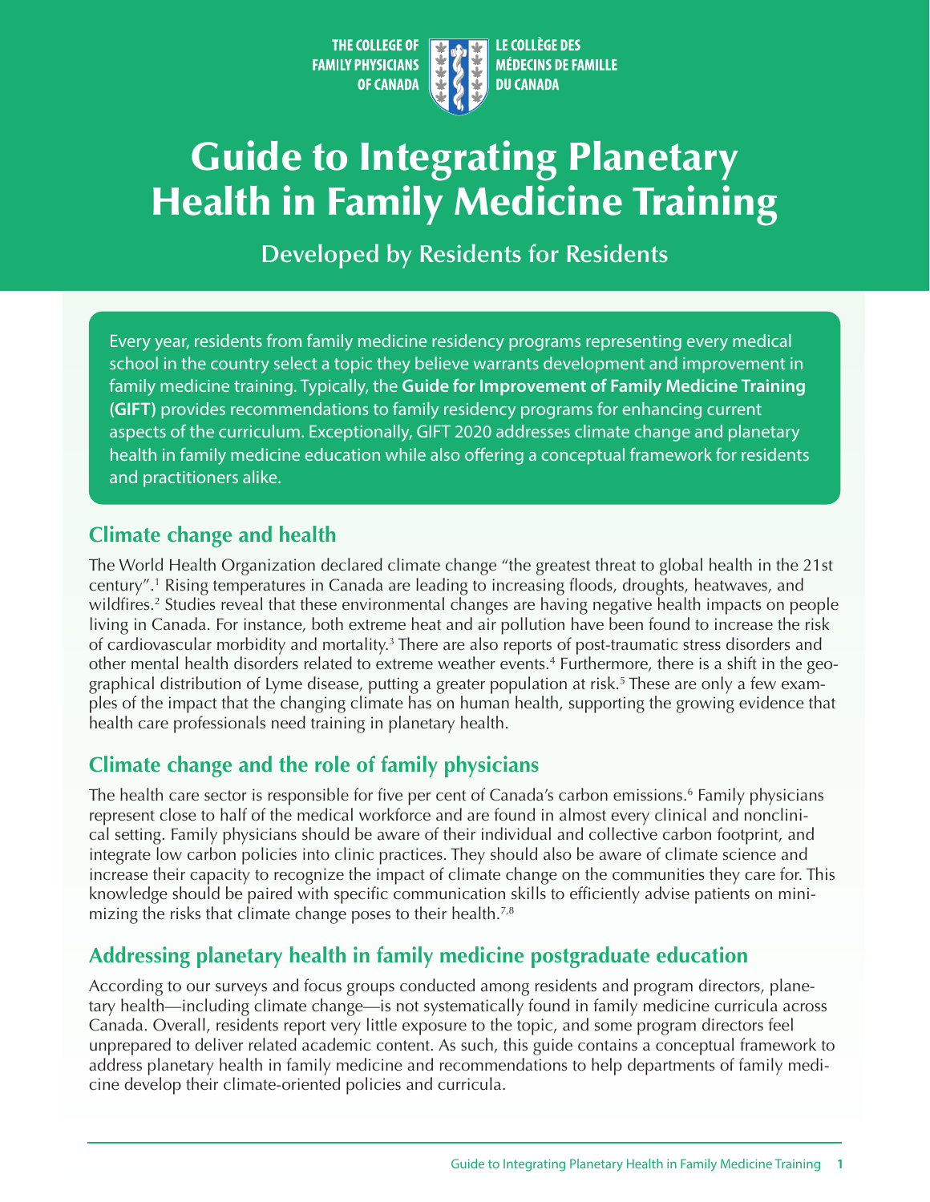THE COLLEGE OF FAMILY PHYSICIANS OF CANADA | LE COLLÈGE DES MÉDECINS DE FAMILLE DU CANADA

# Guide to Integrating Planetary Health in Family Medicine Training

### Developed by Residents for Residents

Every year, residents from family medicine residency programs representing every medical school in the country select a topic they believe warrants development and improvement in family medicine training. Typically, the **Guide for Improvement of Family Medicine Training (GIFT)** provides recommendations to family residency programs for enhancing current aspects of the curriculum. Exceptionally, GIFT 2020 addresses climate change and planetary health in family medicine education while also offering a conceptual framework for residents and practitioners alike.

## Climate change and health

The World Health Organization declared climate change "the greatest threat to global health in the 21st century".[1] Rising temperatures in Canada are leading to increasing floods, droughts, heatwaves, and wildfires.[2] Studies reveal that these environmental changes are having negative health impacts on people living in Canada. For instance, both extreme heat and air pollution have been found to increase the risk of cardiovascular morbidity and mortality.[3] There are also reports of post-traumatic stress disorders and other mental health disorders related to extreme weather events.[4] Furthermore, there is a shift in the geographical distribution of Lyme disease, putting a greater population at risk.[5] These are only a few examples of the impact that the changing climate has on human health, supporting the growing evidence that health care professionals need training in planetary health.

## Climate change and the role of family physicians

The health care sector is responsible for five per cent of Canada's carbon emissions.[6] Family physicians represent close to half of the medical workforce and are found in almost every clinical and nonclinical setting. Family physicians should be aware of their individual and collective carbon footprint, and integrate low carbon policies into clinic practices. They should also be aware of climate science and increase their capacity to recognize the impact of climate change on the communities they care for. This knowledge should be paired with specific communication skills to efficiently advise patients on minimizing the risks that climate change poses to their health.[7,8]

## Addressing planetary health in family medicine postgraduate education

According to our surveys and focus groups conducted among residents and program directors, planetary health—including climate change—is not systematically found in family medicine curricula across Canada. Overall, residents report very little exposure to the topic, and some program directors feel unprepared to deliver related academic content. As such, this guide contains a conceptual framework to address planetary health in family medicine and recommendations to help departments of family medicine develop their climate-oriented policies and curricula.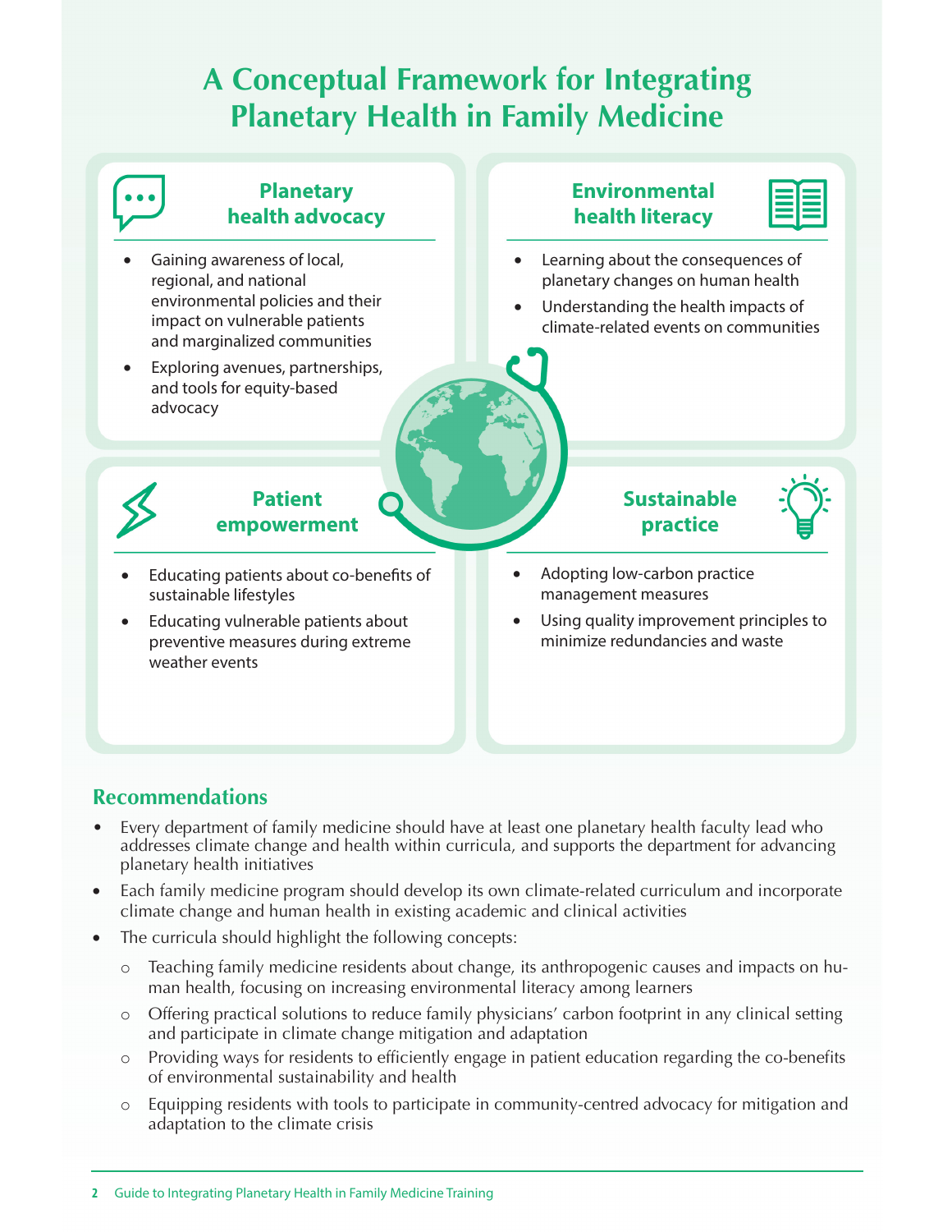# A Conceptual Framework for Integrating Planetary Health in Family Medicine

### Planetary health advocacy

- Gaining awareness of local, regional, and national environmental policies and their impact on vulnerable patients and marginalized communities
- Exploring avenues, partnerships, and tools for equity-based advocacy

### Environmental health literacy

- Learning about the consequences of planetary changes on human health
- Understanding the health impacts of climate-related events on communities

### Patient empowerment

- Educating patients about co-benefits of sustainable lifestyles
- Educating vulnerable patients about preventive measures during extreme weather events

### Sustainable practice

- Adopting low-carbon practice management measures
- Using quality improvement principles to minimize redundancies and waste

## Recommendations

- Every department of family medicine should have at least one planetary health faculty lead who addresses climate change and health within curricula, and supports the department for advancing planetary health initiatives
- Each family medicine program should develop its own climate-related curriculum and incorporate climate change and human health in existing academic and clinical activities
- The curricula should highlight the following concepts:
  - Teaching family medicine residents about change, its anthropogenic causes and impacts on human health, focusing on increasing environmental literacy among learners
  - Offering practical solutions to reduce family physicians' carbon footprint in any clinical setting and participate in climate change mitigation and adaptation
  - Providing ways for residents to efficiently engage in patient education regarding the co-benefits of environmental sustainability and health
  - Equipping residents with tools to participate in community-centred advocacy for mitigation and adaptation to the climate crisis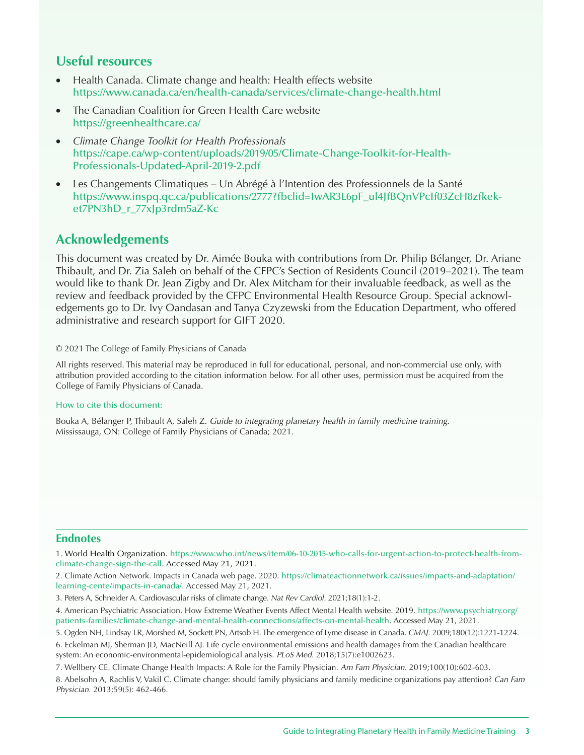## Useful resources

- Health Canada. Climate change and health: Health effects website https://www.canada.ca/en/health-canada/services/climate-change-health.html
- The Canadian Coalition for Green Health Care website https://greenhealthcare.ca/
- *Climate Change Toolkit for Health Professionals* https://cape.ca/wp-content/uploads/2019/05/Climate-Change-Toolkit-for-Health-Professionals-Updated-April-2019-2.pdf
- Les Changements Climatiques – Un Abrégé à l'Intention des Professionnels de la Santé https://www.inspq.qc.ca/publications/2777?fbclid=IwAR3L6pF_ul4JfBQnVPcIf03ZcH8zfkek-et7PN3hD_r_77xJp3rdm5aZ-Kc

## Acknowledgements

This document was created by Dr. Aimée Bouka with contributions from Dr. Philip Bélanger, Dr. Ariane Thibault, and Dr. Zia Saleh on behalf of the CFPC's Section of Residents Council (2019–2021). The team would like to thank Dr. Jean Zigby and Dr. Alex Mitcham for their invaluable feedback, as well as the review and feedback provided by the CFPC Environmental Health Resource Group. Special acknowledgements go to Dr. Ivy Oandasan and Tanya Czyzewski from the Education Department, who offered administrative and research support for GIFT 2020.

© 2021 The College of Family Physicians of Canada

All rights reserved. This material may be reproduced in full for educational, personal, and non-commercial use only, with attribution provided according to the citation information below. For all other uses, permission must be acquired from the College of Family Physicians of Canada.

How to cite this document:

Bouka A, Bélanger P, Thibault A, Saleh Z. *Guide to integrating planetary health in family medicine training.* Mississauga, ON: College of Family Physicians of Canada; 2021.

## Endnotes

1. World Health Organization. https://www.who.int/news/item/06-10-2015-who-calls-for-urgent-action-to-protect-health-from-climate-change-sign-the-call. Accessed May 21, 2021.
2. Climate Action Network. Impacts in Canada web page. 2020. https://climateactionnetwork.ca/issues/impacts-and-adaptation/learning-cente/impacts-in-canada/. Accessed May 21, 2021.
3. Peters A, Schneider A. Cardiovascular risks of climate change. *Nat Rev Cardiol*. 2021;18(1):1-2.
4. American Psychiatric Association. How Extreme Weather Events Affect Mental Health website. 2019. https://www.psychiatry.org/patients-families/climate-change-and-mental-health-connections/affects-on-mental-health. Accessed May 21, 2021.
5. Ogden NH, Lindsay LR, Morshed M, Sockett PN, Artsob H. The emergence of Lyme disease in Canada. *CMAJ*. 2009;180(12):1221-1224.
6. Eckelman MJ, Sherman JD, MacNeill AJ. Life cycle environmental emissions and health damages from the Canadian healthcare system: An economic-environmental-epidemiological analysis. *PLoS Med*. 2018;15(7):e1002623.
7. Wellbery CE. Climate Change Health Impacts: A Role for the Family Physician. *Am Fam Physician*. 2019;100(10):602-603.
8. Abelsohn A, Rachlis V, Vakil C. Climate change: should family physicians and family medicine organizations pay attention? *Can Fam Physician.* 2013;59(5): 462-466.